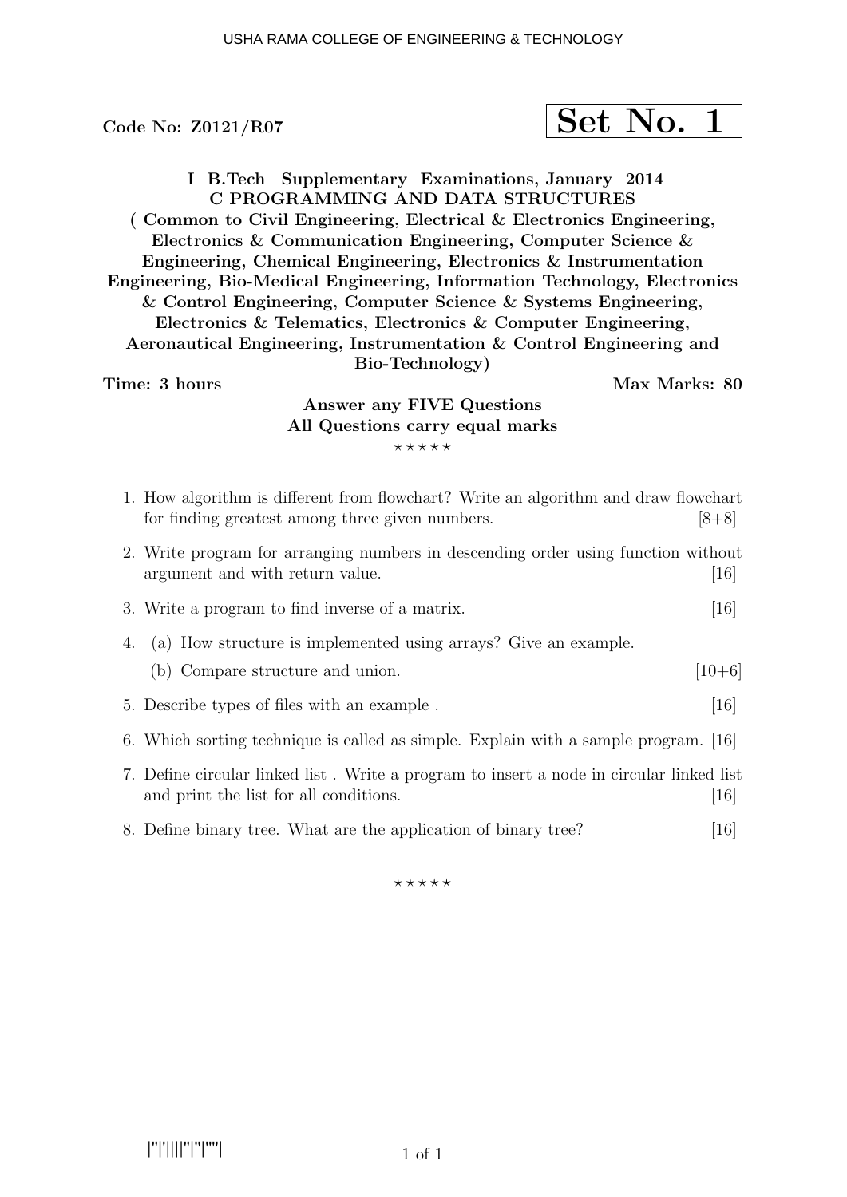Code No: Z0121/R07

**Set No. 1**

**I B.Tech Supplementary Examinations, January 2014**
**C PROGRAMMING AND DATA STRUCTURES**
**( Common to Civil Engineering, Electrical & Electronics Engineering, Electronics & Communication Engineering, Computer Science & Engineering, Chemical Engineering, Electronics & Instrumentation Engineering, Bio-Medical Engineering, Information Technology, Electronics & Control Engineering, Computer Science & Systems Engineering, Electronics & Telematics, Electronics & Computer Engineering, Aeronautical Engineering, Instrumentation & Control Engineering and Bio-Technology)**

**Time: 3 hours** **Max Marks: 80**

**Answer any FIVE Questions**
**All Questions carry equal marks**

⋆ ⋆ ⋆ ⋆ ⋆

1. How algorithm is different from flowchart? Write an algorithm and draw flowchart for finding greatest among three given numbers. [8+8]

2. Write program for arranging numbers in descending order using function without argument and with return value. [16]

3. Write a program to find inverse of a matrix. [16]

4. (a) How structure is implemented using arrays? Give an example.
   (b) Compare structure and union. [10+6]

5. Describe types of files with an example . [16]

6. Which sorting technique is called as simple. Explain with a sample program. [16]

7. Define circular linked list . Write a program to insert a node in circular linked list and print the list for all conditions. [16]

8. Define binary tree. What are the application of binary tree? [16]

⋆ ⋆ ⋆ ⋆ ⋆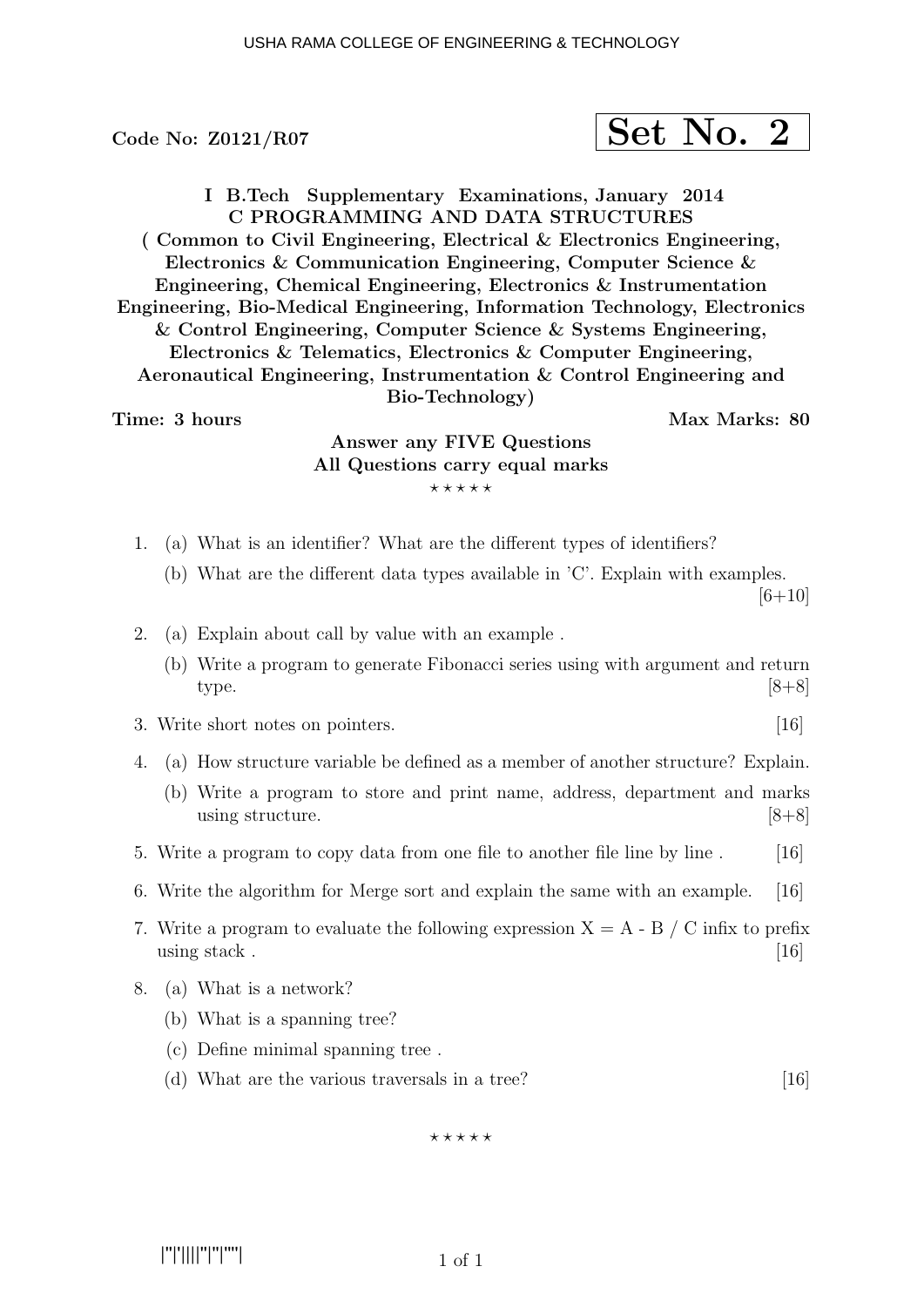Code No: Z0121/R07

**Set No. 2**

**I B.Tech Supplementary Examinations, January 2014**
**C PROGRAMMING AND DATA STRUCTURES**
**( Common to Civil Engineering, Electrical & Electronics Engineering, Electronics & Communication Engineering, Computer Science & Engineering, Chemical Engineering, Electronics & Instrumentation Engineering, Bio-Medical Engineering, Information Technology, Electronics & Control Engineering, Computer Science & Systems Engineering, Electronics & Telematics, Electronics & Computer Engineering, Aeronautical Engineering, Instrumentation & Control Engineering and Bio-Technology)**

**Time: 3 hours** **Max Marks: 80**

**Answer any FIVE Questions**
**All Questions carry equal marks**

⋆ ⋆ ⋆ ⋆ ⋆

1. (a) What is an identifier? What are the different types of identifiers?
   (b) What are the different data types available in 'C'. Explain with examples. [6+10]

2. (a) Explain about call by value with an example .
   (b) Write a program to generate Fibonacci series using with argument and return type. [8+8]

3. Write short notes on pointers. [16]

4. (a) How structure variable be defined as a member of another structure? Explain.
   (b) Write a program to store and print name, address, department and marks using structure. [8+8]

5. Write a program to copy data from one file to another file line by line . [16]

6. Write the algorithm for Merge sort and explain the same with an example. [16]

7. Write a program to evaluate the following expression X = A - B / C infix to prefix using stack . [16]

8. (a) What is a network?
   (b) What is a spanning tree?
   (c) Define minimal spanning tree .
   (d) What are the various traversals in a tree? [16]

⋆ ⋆ ⋆ ⋆ ⋆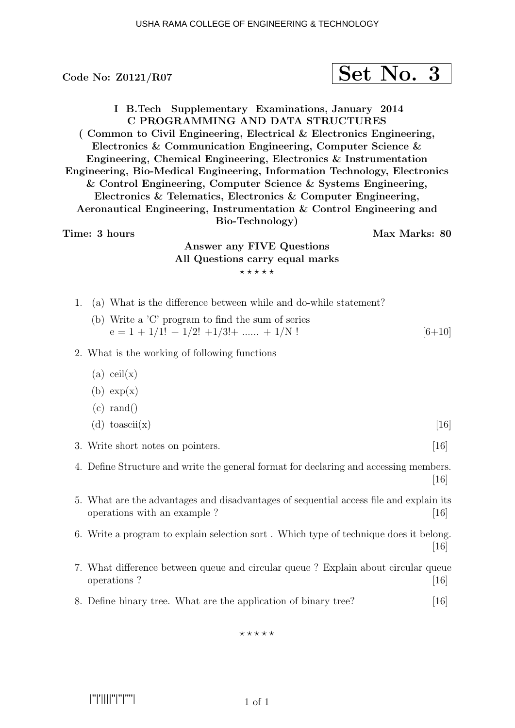Code No: Z0121/R07

**Set No. 3**

**I B.Tech Supplementary Examinations, January 2014**
**C PROGRAMMING AND DATA STRUCTURES**
**( Common to Civil Engineering, Electrical & Electronics Engineering, Electronics & Communication Engineering, Computer Science & Engineering, Chemical Engineering, Electronics & Instrumentation Engineering, Bio-Medical Engineering, Information Technology, Electronics & Control Engineering, Computer Science & Systems Engineering, Electronics & Telematics, Electronics & Computer Engineering, Aeronautical Engineering, Instrumentation & Control Engineering and Bio-Technology)**

**Time: 3 hours** **Max Marks: 80**

**Answer any FIVE Questions**
**All Questions carry equal marks**

⋆ ⋆ ⋆ ⋆ ⋆

1. (a) What is the difference between while and do-while statement?
   (b) Write a 'C' program to find the sum of series
   e = 1 + 1/1! + 1/2! +1/3!+ ...... + 1/N ! [6+10]

2. What is the working of following functions
   (a) ceil(x)
   (b) exp(x)
   (c) rand()
   (d) toascii(x) [16]

3. Write short notes on pointers. [16]

4. Define Structure and write the general format for declaring and accessing members. [16]

5. What are the advantages and disadvantages of sequential access file and explain its operations with an example ? [16]

6. Write a program to explain selection sort . Which type of technique does it belong. [16]

7. What difference between queue and circular queue ? Explain about circular queue operations ? [16]

8. Define binary tree. What are the application of binary tree? [16]

⋆ ⋆ ⋆ ⋆ ⋆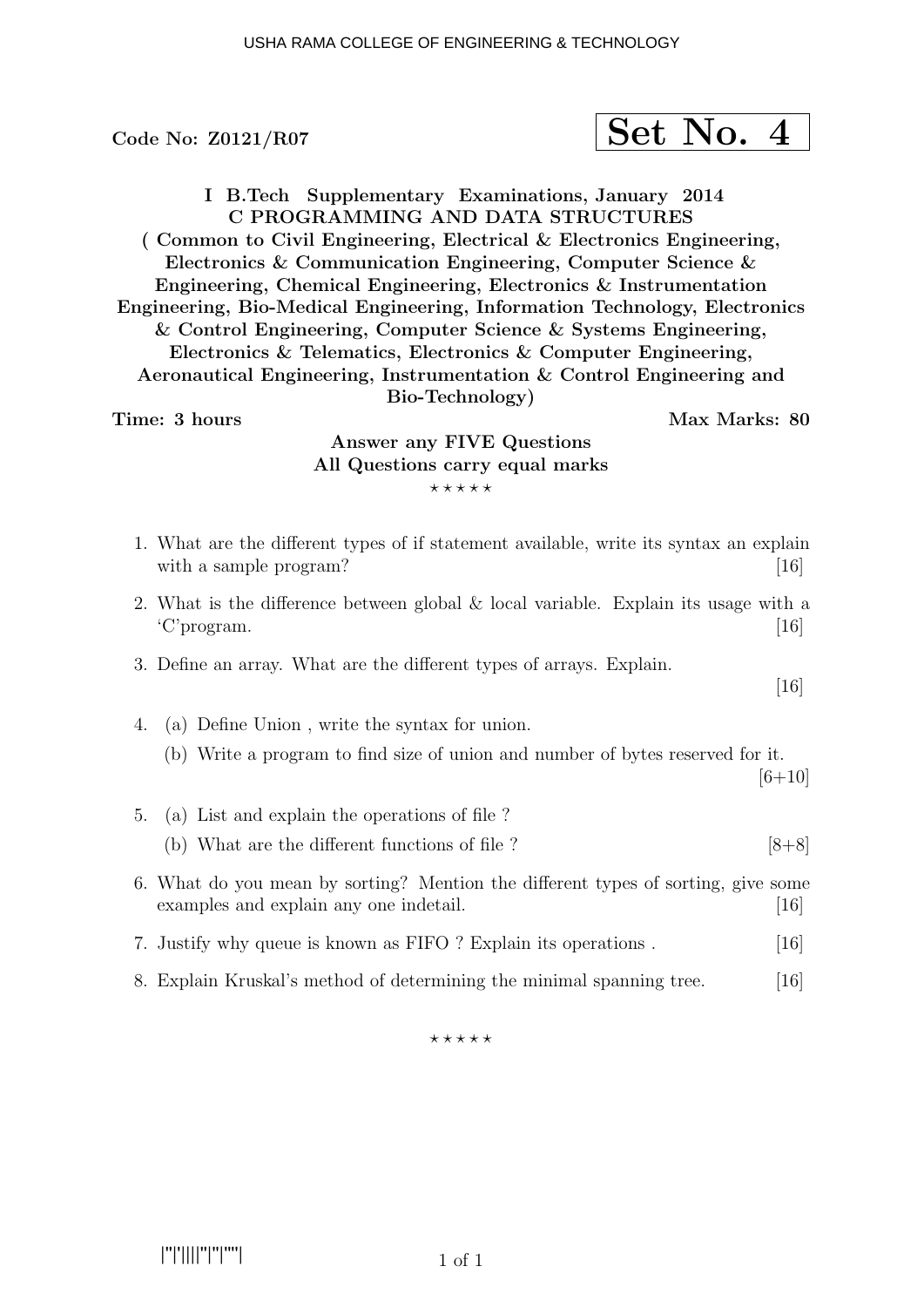Code No: Z0121/R07

**Set No. 4**

**I B.Tech Supplementary Examinations, January 2014**
**C PROGRAMMING AND DATA STRUCTURES**
**( Common to Civil Engineering, Electrical & Electronics Engineering, Electronics & Communication Engineering, Computer Science & Engineering, Chemical Engineering, Electronics & Instrumentation Engineering, Bio-Medical Engineering, Information Technology, Electronics & Control Engineering, Computer Science & Systems Engineering, Electronics & Telematics, Electronics & Computer Engineering, Aeronautical Engineering, Instrumentation & Control Engineering and Bio-Technology)**

**Time: 3 hours** **Max Marks: 80**

**Answer any FIVE Questions**
**All Questions carry equal marks**

⋆ ⋆ ⋆ ⋆ ⋆

1. What are the different types of if statement available, write its syntax an explain with a sample program? [16]

2. What is the difference between global & local variable. Explain its usage with a 'C'program. [16]

3. Define an array. What are the different types of arrays. Explain. [16]

4. (a) Define Union , write the syntax for union.
   (b) Write a program to find size of union and number of bytes reserved for it. [6+10]

5. (a) List and explain the operations of file ?
   (b) What are the different functions of file ? [8+8]

6. What do you mean by sorting? Mention the different types of sorting, give some examples and explain any one indetail. [16]

7. Justify why queue is known as FIFO ? Explain its operations . [16]

8. Explain Kruskal's method of determining the minimal spanning tree. [16]

⋆ ⋆ ⋆ ⋆ ⋆